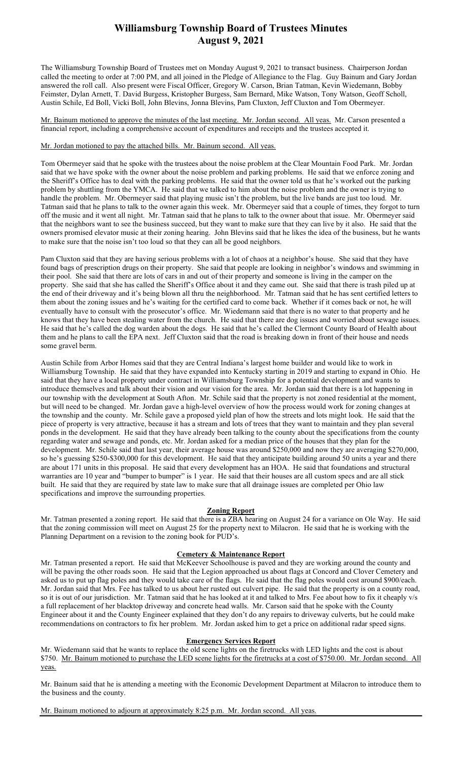# Williamsburg Township Board of Trustees Minutes
## August 9, 2021

The Williamsburg Township Board of Trustees met on Monday August 9, 2021 to transact business. Chairperson Jordan called the meeting to order at 7:00 PM, and all joined in the Pledge of Allegiance to the Flag. Guy Bainum and Gary Jordan answered the roll call. Also present were Fiscal Officer, Gregory W. Carson, Brian Tatman, Kevin Wiedemann, Bobby Feimster, Dylan Arnett, T. David Burgess, Kristopher Burgess, Sam Bernard, Mike Watson, Tony Watson, Geoff Scholl, Austin Schile, Ed Boll, Vicki Boll, John Blevins, Jonna Blevins, Pam Cluxton, Jeff Cluxton and Tom Obermeyer.

<u>Mr. Bainum motioned to approve the minutes of the last meeting. Mr. Jordan second. All yeas.</u> Mr. Carson presented a financial report, including a comprehensive account of expenditures and receipts and the trustees accepted it.

<u>Mr. Jordan motioned to pay the attached bills. Mr. Bainum second. All yeas.</u>

Tom Obermeyer said that he spoke with the trustees about the noise problem at the Clear Mountain Food Park. Mr. Jordan said that we have spoke with the owner about the noise problem and parking problems. He said that we enforce zoning and the Sheriff's Office has to deal with the parking problems. He said that the owner told us that he's worked out the parking problem by shuttling from the YMCA. He said that we talked to him about the noise problem and the owner is trying to handle the problem. Mr. Obermeyer said that playing music isn't the problem, but the live bands are just too loud. Mr. Tatman said that he plans to talk to the owner again this week. Mr. Obermeyer said that a couple of times, they forgot to turn off the music and it went all night. Mr. Tatman said that he plans to talk to the owner about that issue. Mr. Obermeyer said that the neighbors want to see the business succeed, but they want to make sure that they can live by it also. He said that the owners promised elevator music at their zoning hearing. John Blevins said that he likes the idea of the business, but he wants to make sure that the noise isn't too loud so that they can all be good neighbors.

Pam Cluxton said that they are having serious problems with a lot of chaos at a neighbor's house. She said that they have found bags of prescription drugs on their property. She said that people are looking in neighbor's windows and swimming in their pool. She said that there are lots of cars in and out of their property and someone is living in the camper on the property. She said that she has called the Sheriff's Office about it and they came out. She said that there is trash piled up at the end of their driveway and it's being blown all thru the neighborhood. Mr. Tatman said that he has sent certified letters to them about the zoning issues and he's waiting for the certified card to come back. Whether if it comes back or not, he will eventually have to consult with the prosecutor's office. Mr. Wiedemann said that there is no water to that property and he knows that they have been stealing water from the church. He said that there are dog issues and worried about sewage issues. He said that he's called the dog warden about the dogs. He said that he's called the Clermont County Board of Health about them and he plans to call the EPA next. Jeff Cluxton said that the road is breaking down in front of their house and needs some gravel berm.

Austin Schile from Arbor Homes said that they are Central Indiana's largest home builder and would like to work in Williamsburg Township. He said that they have expanded into Kentucky starting in 2019 and starting to expand in Ohio. He said that they have a local property under contract in Williamsburg Township for a potential development and wants to introduce themselves and talk about their vision and our vision for the area. Mr. Jordan said that there is a lot happening in our township with the development at South Afton. Mr. Schile said that the property is not zoned residential at the moment, but will need to be changed. Mr. Jordan gave a high-level overview of how the process would work for zoning changes at the township and the county. Mr. Schile gave a proposed yield plan of how the streets and lots might look. He said that the piece of property is very attractive, because it has a stream and lots of trees that they want to maintain and they plan several ponds in the development. He said that they have already been talking to the county about the specifications from the county regarding water and sewage and ponds, etc. Mr. Jordan asked for a median price of the houses that they plan for the development. Mr. Schile said that last year, their average house was around $250,000 and now they are averaging $270,000, so he's guessing $250-$300,000 for this development. He said that they anticipate building around 50 units a year and there are about 171 units in this proposal. He said that every development has an HOA. He said that foundations and structural warranties are 10 year and "bumper to bumper" is 1 year. He said that their houses are all custom specs and are all stick built. He said that they are required by state law to make sure that all drainage issues are completed per Ohio law specifications and improve the surrounding properties.

### Zoning Report

Mr. Tatman presented a zoning report. He said that there is a ZBA hearing on August 24 for a variance on Ole Way. He said that the zoning commission will meet on August 25 for the property next to Milacron. He said that he is working with the Planning Department on a revision to the zoning book for PUD's.

### Cemetery & Maintenance Report

Mr. Tatman presented a report. He said that McKeever Schoolhouse is paved and they are working around the county and will be paving the other roads soon. He said that the Legion approached us about flags at Concord and Clover Cemetery and asked us to put up flag poles and they would take care of the flags. He said that the flag poles would cost around $900/each. Mr. Jordan said that Mrs. Fee has talked to us about her rusted out culvert pipe. He said that the property is on a county road, so it is out of our jurisdiction. Mr. Tatman said that he has looked at it and talked to Mrs. Fee about how to fix it cheaply v/s a full replacement of her blacktop driveway and concrete head walls. Mr. Carson said that he spoke with the County Engineer about it and the County Engineer explained that they don't do any repairs to driveway culverts, but he could make recommendations on contractors to fix her problem. Mr. Jordan asked him to get a price on additional radar speed signs.

### Emergency Services Report

Mr. Wiedemann said that he wants to replace the old scene lights on the firetrucks with LED lights and the cost is about $750. <u>Mr. Bainum motioned to purchase the LED scene lights for the firetrucks at a cost of $750.00. Mr. Jordan second. All yeas.</u>

Mr. Bainum said that he is attending a meeting with the Economic Development Department at Milacron to introduce them to the business and the county.

<u>Mr. Bainum motioned to adjourn at approximately 8:25 p.m. Mr. Jordan second. All yeas.</u>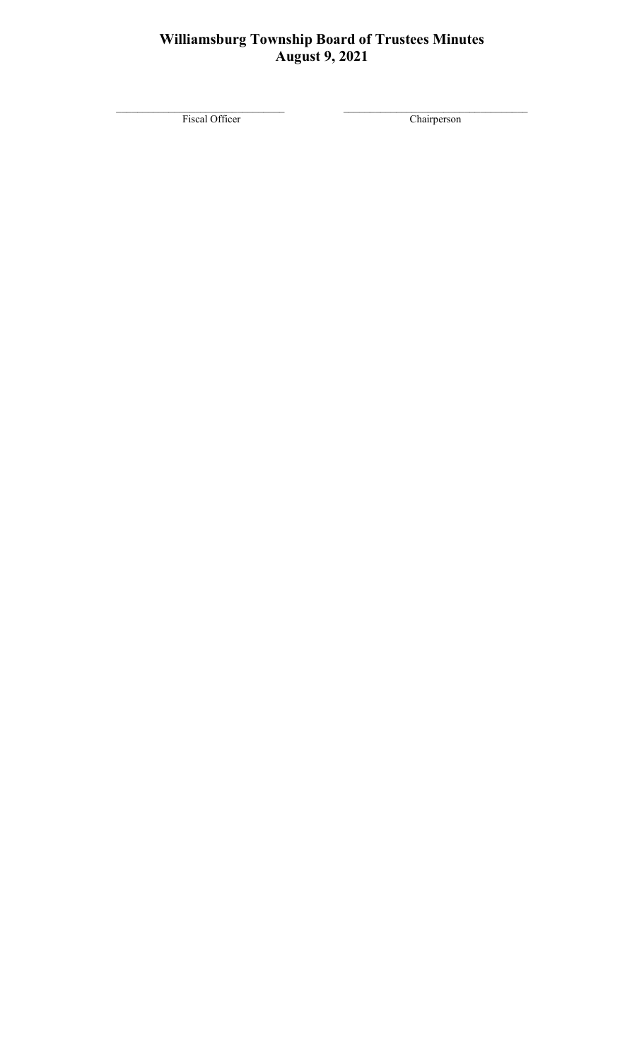\_\_\_\_\_\_\_\_\_\_\_\_\_\_\_\_\_\_\_\_\_\_\_\_\_\_\_\_\_\_
Fiscal Officer

\_\_\_\_\_\_\_\_\_\_\_\_\_\_\_\_\_\_\_\_\_\_\_\_\_\_\_\_\_\_
Chairperson